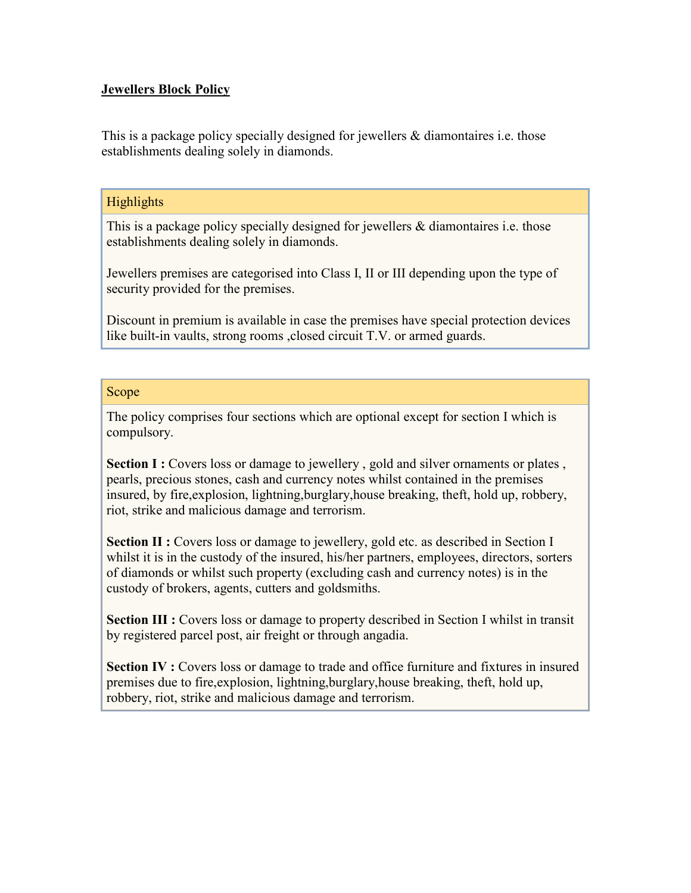# Jewellers Block Policy

This is a package policy specially designed for jewellers & diamontaires i.e. those establishments dealing solely in diamonds.

## Highlights

This is a package policy specially designed for jewellers & diamontaires i.e. those establishments dealing solely in diamonds.

Jewellers premises are categorised into Class I, II or III depending upon the type of security provided for the premises.

Discount in premium is available in case the premises have special protection devices like built-in vaults, strong rooms ,closed circuit T.V. or armed guards.

## Scope

The policy comprises four sections which are optional except for section I which is compulsory.

**Section I :** Covers loss or damage to jewellery , gold and silver ornaments or plates , pearls, precious stones, cash and currency notes whilst contained in the premises insured, by fire,explosion, lightning,burglary,house breaking, theft, hold up, robbery, riot, strike and malicious damage and terrorism.

**Section II :** Covers loss or damage to jewellery, gold etc. as described in Section I whilst it is in the custody of the insured, his/her partners, employees, directors, sorters of diamonds or whilst such property (excluding cash and currency notes) is in the custody of brokers, agents, cutters and goldsmiths.

**Section III :** Covers loss or damage to property described in Section I whilst in transit by registered parcel post, air freight or through angadia.

**Section IV :** Covers loss or damage to trade and office furniture and fixtures in insured premises due to fire,explosion, lightning,burglary,house breaking, theft, hold up, robbery, riot, strike and malicious damage and terrorism.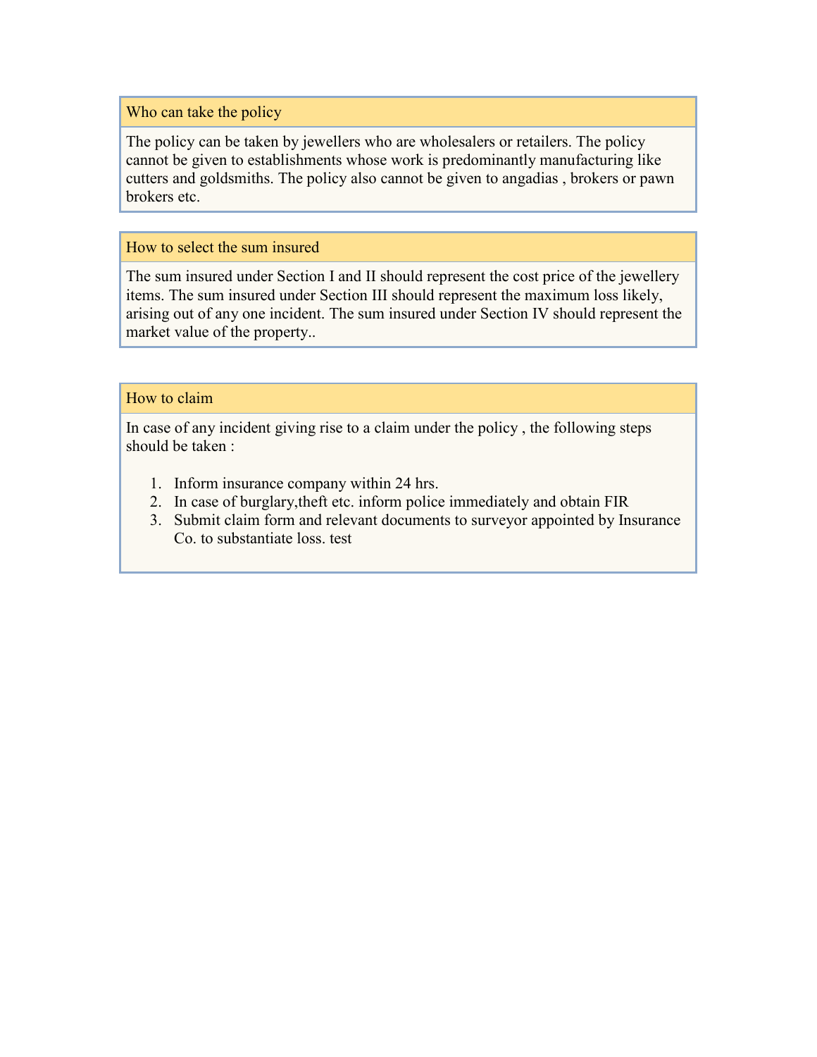## Who can take the policy

The policy can be taken by jewellers who are wholesalers or retailers. The policy cannot be given to establishments whose work is predominantly manufacturing like cutters and goldsmiths. The policy also cannot be given to angadias , brokers or pawn brokers etc.

## How to select the sum insured

The sum insured under Section I and II should represent the cost price of the jewellery items. The sum insured under Section III should represent the maximum loss likely, arising out of any one incident. The sum insured under Section IV should represent the market value of the property..

## How to claim

In case of any incident giving rise to a claim under the policy , the following steps should be taken :

1. Inform insurance company within 24 hrs.
2. In case of burglary,theft etc. inform police immediately and obtain FIR
3. Submit claim form and relevant documents to surveyor appointed by Insurance Co. to substantiate loss. test